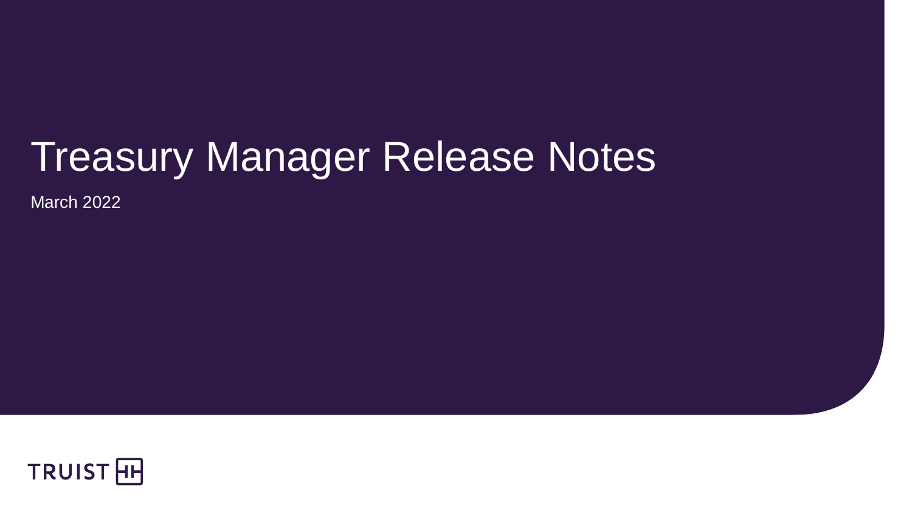# Treasury Manager Release Notes

March 2022

TRUIST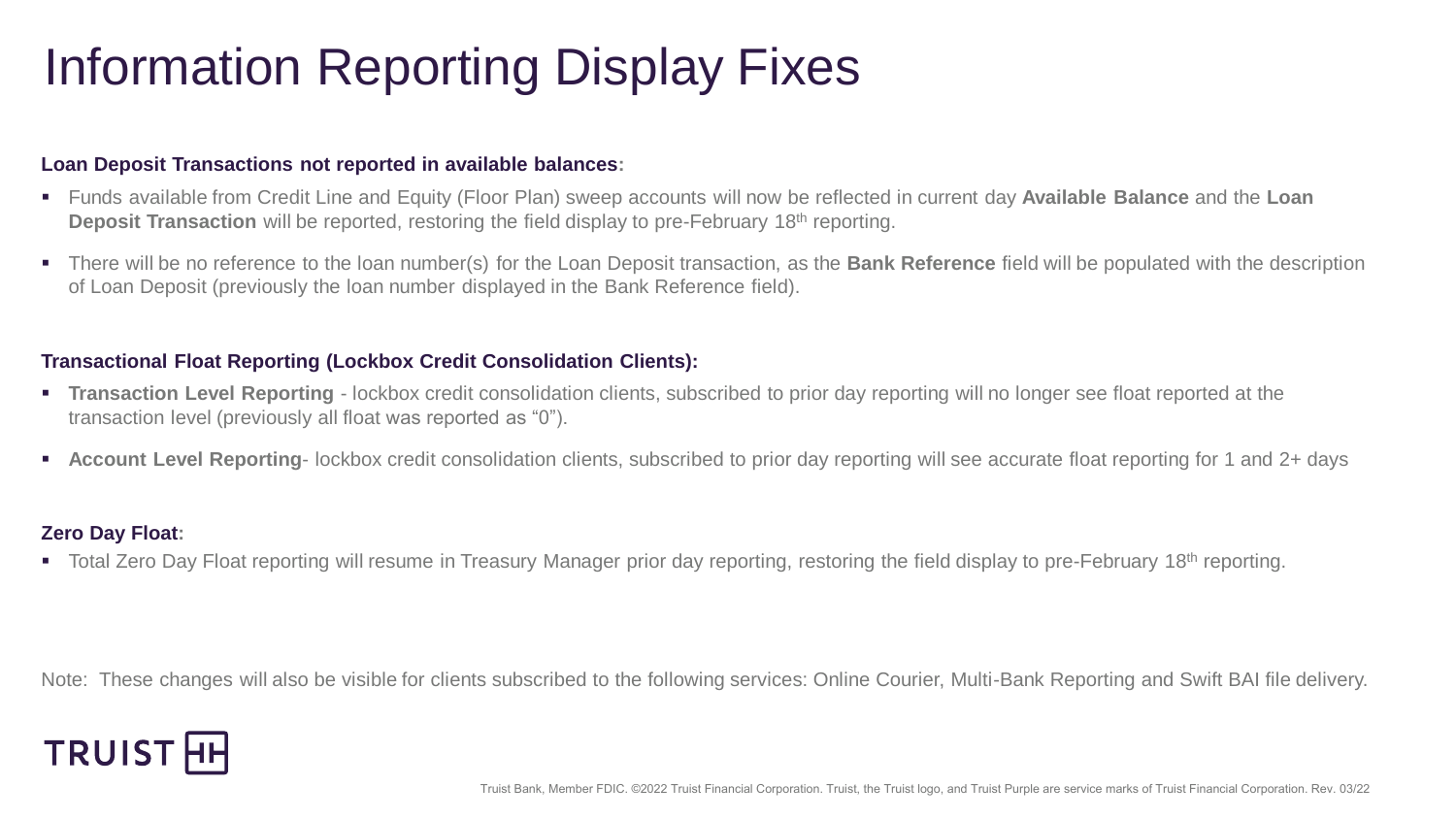# Information Reporting Display Fixes

**Loan Deposit Transactions not reported in available balances:**

- Funds available from Credit Line and Equity (Floor Plan) sweep accounts will now be reflected in current day **Available Balance** and the **Loan Deposit Transaction** will be reported, restoring the field display to pre-February 18th reporting.
- There will be no reference to the loan number(s) for the Loan Deposit transaction, as the **Bank Reference** field will be populated with the description of Loan Deposit (previously the loan number displayed in the Bank Reference field).

**Transactional Float Reporting (Lockbox Credit Consolidation Clients):**

- **Transaction Level Reporting** - lockbox credit consolidation clients, subscribed to prior day reporting will no longer see float reported at the transaction level (previously all float was reported as "0").
- **Account Level Reporting**- lockbox credit consolidation clients, subscribed to prior day reporting will see accurate float reporting for 1 and 2+ days

**Zero Day Float:**

- Total Zero Day Float reporting will resume in Treasury Manager prior day reporting, restoring the field display to pre-February 18th reporting.

Note: These changes will also be visible for clients subscribed to the following services: Online Courier, Multi-Bank Reporting and Swift BAI file delivery.

TRUIST

Truist Bank, Member FDIC. ©2022 Truist Financial Corporation. Truist, the Truist logo, and Truist Purple are service marks of Truist Financial Corporation. Rev. 03/22